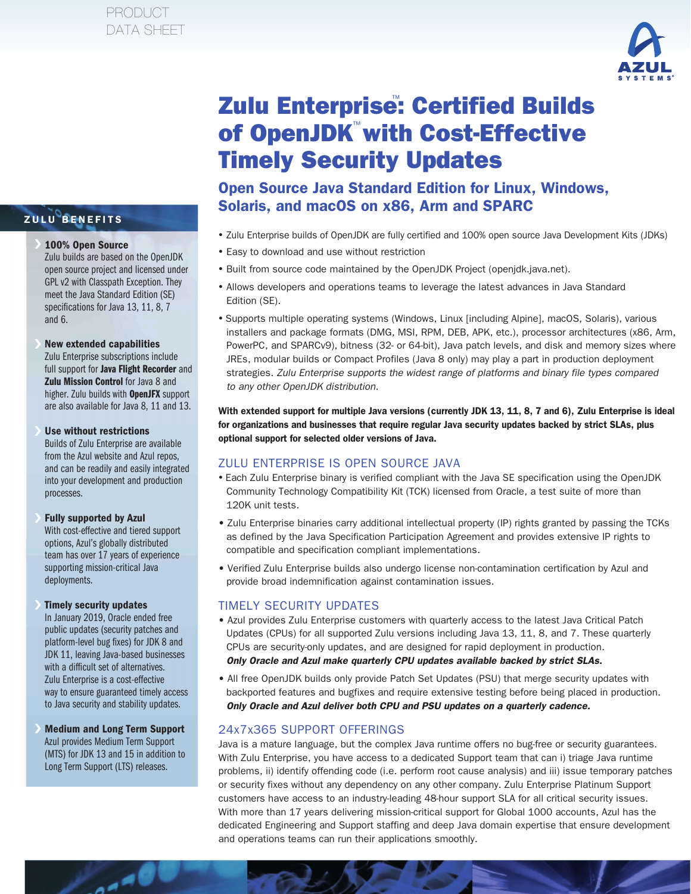PRODUCT DATA SHEET

# Zulu Enterprise™: Certified Builds of OpenJDK™ with Cost-Effective Timely Security Updates

## Open Source Java Standard Edition for Linux, Windows, Solaris, and macOS on x86, Arm and SPARC

- Zulu Enterprise builds of OpenJDK are fully certified and 100% open source Java Development Kits (JDKs)
- Easy to download and use without restriction
- Built from source code maintained by the OpenJDK Project (openjdk.java.net).
- Allows developers and operations teams to leverage the latest advances in Java Standard Edition (SE).
- Supports multiple operating systems (Windows, Linux [including Alpine], macOS, Solaris), various installers and package formats (DMG, MSI, RPM, DEB, APK, etc.), processor architectures (x86, Arm, PowerPC, and SPARCv9), bitness (32- or 64-bit), Java patch levels, and disk and memory sizes where JREs, modular builds or Compact Profiles (Java 8 only) may play a part in production deployment strategies. *Zulu Enterprise supports the widest range of platforms and binary file types compared to any other OpenJDK distribution.*

**With extended support for multiple Java versions (currently JDK 13, 11, 8, 7 and 6), Zulu Enterprise is ideal for organizations and businesses that require regular Java security updates backed by strict SLAs, plus optional support for selected older versions of Java.**

### ZULU ENTERPRISE IS OPEN SOURCE JAVA

- Each Zulu Enterprise binary is verified compliant with the Java SE specification using the OpenJDK Community Technology Compatibility Kit (TCK) licensed from Oracle, a test suite of more than 120K unit tests.
- Zulu Enterprise binaries carry additional intellectual property (IP) rights granted by passing the TCKs as defined by the Java Specification Participation Agreement and provides extensive IP rights to compatible and specification compliant implementations.
- Verified Zulu Enterprise builds also undergo license non-contamination certification by Azul and provide broad indemnification against contamination issues.

### TIMELY SECURITY UPDATES

- Azul provides Zulu Enterprise customers with quarterly access to the latest Java Critical Patch Updates (CPUs) for all supported Zulu versions including Java 13, 11, 8, and 7. These quarterly CPUs are security-only updates, and are designed for rapid deployment in production. ***Only Oracle and Azul make quarterly CPU updates available backed by strict SLAs.***
- All free OpenJDK builds only provide Patch Set Updates (PSU) that merge security updates with backported features and bugfixes and require extensive testing before being placed in production. ***Only Oracle and Azul deliver both CPU and PSU updates on a quarterly cadence.***

### 24x7x365 SUPPORT OFFERINGS

Java is a mature language, but the complex Java runtime offers no bug-free or security guarantees. With Zulu Enterprise, you have access to a dedicated Support team that can i) triage Java runtime problems, ii) identify offending code (i.e. perform root cause analysis) and iii) issue temporary patches or security fixes without any dependency on any other company. Zulu Enterprise Platinum Support customers have access to an industry-leading 48-hour support SLA for all critical security issues. With more than 17 years delivering mission-critical support for Global 1000 accounts, Azul has the dedicated Engineering and Support staffing and deep Java domain expertise that ensure development and operations teams can run their applications smoothly.

### ZULU BENEFITS

**100% Open Source**
Zulu builds are based on the OpenJDK open source project and licensed under GPL v2 with Classpath Exception. They meet the Java Standard Edition (SE) specifications for Java 13, 11, 8, 7 and 6.

**New extended capabilities**
Zulu Enterprise subscriptions include full support for **Java Flight Recorder** and **Zulu Mission Control** for Java 8 and higher. Zulu builds with **OpenJFX** support are also available for Java 8, 11 and 13.

**Use without restrictions**
Builds of Zulu Enterprise are available from the Azul website and Azul repos, and can be readily and easily integrated into your development and production processes.

**Fully supported by Azul**
With cost-effective and tiered support options, Azul's globally distributed team has over 17 years of experience supporting mission-critical Java deployments.

**Timely security updates**
In January 2019, Oracle ended free public updates (security patches and platform-level bug fixes) for JDK 8 and JDK 11, leaving Java-based businesses with a difficult set of alternatives. Zulu Enterprise is a cost-effective way to ensure guaranteed timely access to Java security and stability updates.

**Medium and Long Term Support**
Azul provides Medium Term Support (MTS) for JDK 13 and 15 in addition to Long Term Support (LTS) releases.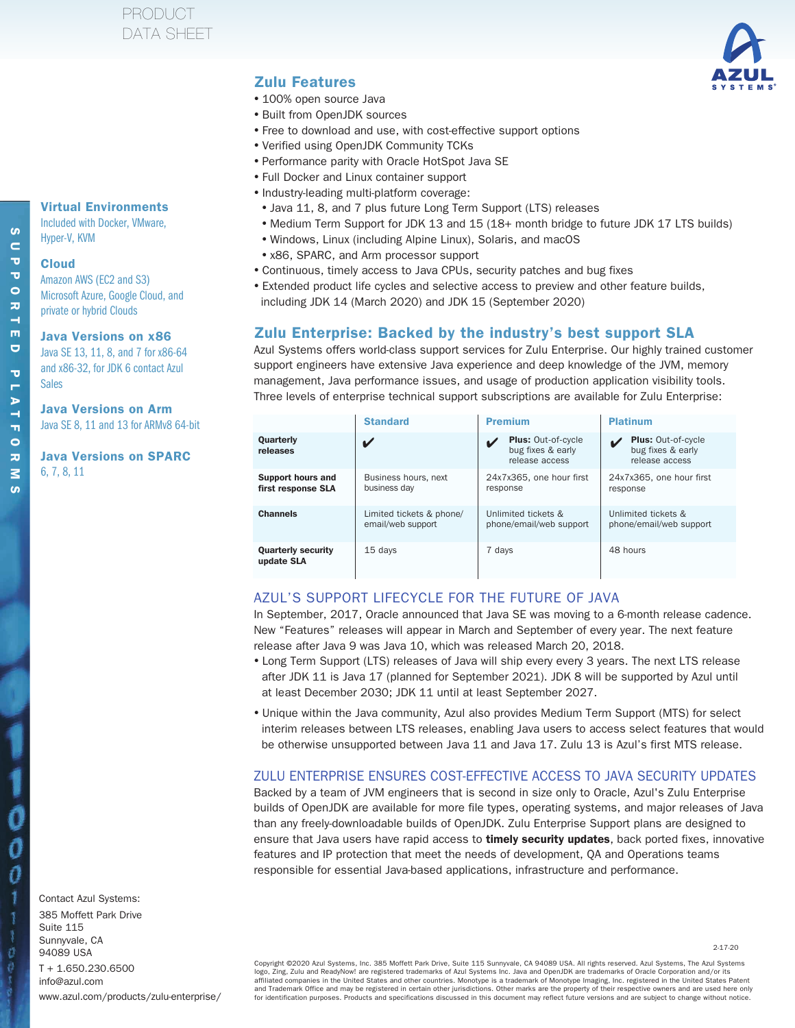PRODUCT DATA SHEET

## Zulu Features

- 100% open source Java
- Built from OpenJDK sources
- Free to download and use, with cost-effective support options
- Verified using OpenJDK Community TCKs
- Performance parity with Oracle HotSpot Java SE
- Full Docker and Linux container support
- Industry-leading multi-platform coverage:
  - Java 11, 8, and 7 plus future Long Term Support (LTS) releases
  - Medium Term Support for JDK 13 and 15 (18+ month bridge to future JDK 17 LTS builds)
  - Windows, Linux (including Alpine Linux), Solaris, and macOS
  - x86, SPARC, and Arm processor support
- Continuous, timely access to Java CPUs, security patches and bug fixes
- Extended product life cycles and selective access to preview and other feature builds, including JDK 14 (March 2020) and JDK 15 (September 2020)

## Zulu Enterprise: Backed by the industry's best support SLA

Azul Systems offers world-class support services for Zulu Enterprise. Our highly trained customer support engineers have extensive Java experience and deep knowledge of the JVM, memory management, Java performance issues, and usage of production application visibility tools. Three levels of enterprise technical support subscriptions are available for Zulu Enterprise:

| | Standard | Premium | Platinum |
|---|---|---|---|
| **Quarterly releases** | ✔ | ✔ **Plus:** Out-of-cycle bug fixes & early release access | ✔ **Plus:** Out-of-cycle bug fixes & early release access |
| **Support hours and first response SLA** | Business hours, next business day | 24x7x365, one hour first response | 24x7x365, one hour first response |
| **Channels** | Limited tickets & phone/email/web support | Unlimited tickets & phone/email/web support | Unlimited tickets & phone/email/web support |
| **Quarterly security update SLA** | 15 days | 7 days | 48 hours |

## AZUL'S SUPPORT LIFECYCLE FOR THE FUTURE OF JAVA

In September, 2017, Oracle announced that Java SE was moving to a 6-month release cadence. New "Features" releases will appear in March and September of every year. The next feature release after Java 9 was Java 10, which was released March 20, 2018.

- Long Term Support (LTS) releases of Java will ship every every 3 years. The next LTS release after JDK 11 is Java 17 (planned for September 2021). JDK 8 will be supported by Azul until at least December 2030; JDK 11 until at least September 2027.
- Unique within the Java community, Azul also provides Medium Term Support (MTS) for select interim releases between LTS releases, enabling Java users to access select features that would be otherwise unsupported between Java 11 and Java 17. Zulu 13 is Azul's first MTS release.

## ZULU ENTERPRISE ENSURES COST-EFFECTIVE ACCESS TO JAVA SECURITY UPDATES

Backed by a team of JVM engineers that is second in size only to Oracle, Azul's Zulu Enterprise builds of OpenJDK are available for more file types, operating systems, and major releases of Java than any freely-downloadable builds of OpenJDK. Zulu Enterprise Support plans are designed to ensure that Java users have rapid access to **timely security updates**, back ported fixes, innovative features and IP protection that meet the needs of development, QA and Operations teams responsible for essential Java-based applications, infrastructure and performance.

## SUPPORTED PLATFORMS

### Virtual Environments
Included with Docker, VMware, Hyper-V, KVM

### Cloud
Amazon AWS (EC2 and S3) Microsoft Azure, Google Cloud, and private or hybrid Clouds

### Java Versions on x86
Java SE 13, 11, 8, and 7 for x86-64 and x86-32, for JDK 6 contact Azul Sales

### Java Versions on Arm
Java SE 8, 11 and 13 for ARMv8 64-bit

### Java Versions on SPARC
6, 7, 8, 11

Contact Azul Systems:
385 Moffett Park Drive
Suite 115
Sunnyvale, CA
94089 USA
T + 1.650.230.6500
info@azul.com
www.azul.com/products/zulu-enterprise/

2-17-20

Copyright ©2020 Azul Systems, Inc. 385 Moffett Park Drive, Suite 115 Sunnyvale, CA 94089 USA. All rights reserved. Azul Systems, The Azul Systems logo, Zing, Zulu and ReadyNow! are registered trademarks of Azul Systems Inc. Java and OpenJDK are trademarks of Oracle Corporation and/or its affiliated companies in the United States and other countries. Monotype is a trademark of Monotype Imaging, Inc. registered in the United States Patent and Trademark Office and may be registered in certain other jurisdictions. Other marks are the property of their respective owners and are used here only for identification purposes. Products and specifications discussed in this document may reflect future versions and are subject to change without notice.